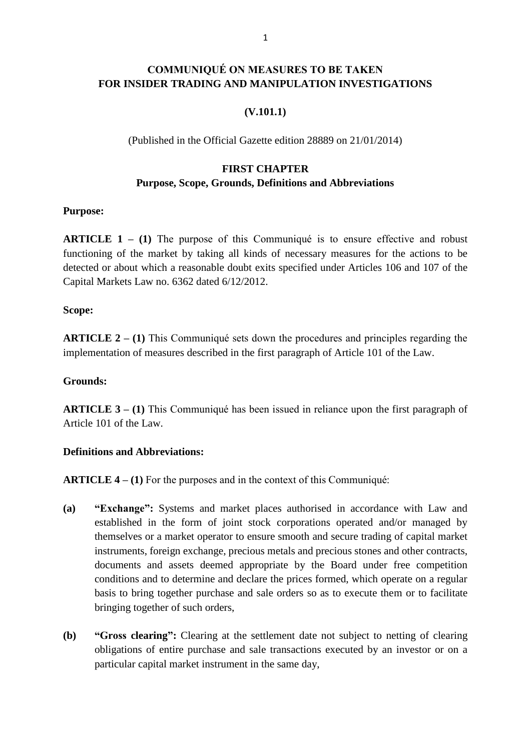# COMMUNIQUÉ ON MEASURES TO BE TAKEN FOR INSIDER TRADING AND MANIPULATION INVESTIGATIONS

**(V.101.1)**

(Published in the Official Gazette edition 28889 on 21/01/2014)

## FIRST CHAPTER
## Purpose, Scope, Grounds, Definitions and Abbreviations

**Purpose:**

**ARTICLE 1 – (1)** The purpose of this Communiqué is to ensure effective and robust functioning of the market by taking all kinds of necessary measures for the actions to be detected or about which a reasonable doubt exits specified under Articles 106 and 107 of the Capital Markets Law no. 6362 dated 6/12/2012.

**Scope:**

**ARTICLE 2 – (1)** This Communiqué sets down the procedures and principles regarding the implementation of measures described in the first paragraph of Article 101 of the Law.

**Grounds:**

**ARTICLE 3 – (1)** This Communiqué has been issued in reliance upon the first paragraph of Article 101 of the Law.

**Definitions and Abbreviations:**

**ARTICLE 4 – (1)** For the purposes and in the context of this Communiqué:

**(a)** **"Exchange":** Systems and market places authorised in accordance with Law and established in the form of joint stock corporations operated and/or managed by themselves or a market operator to ensure smooth and secure trading of capital market instruments, foreign exchange, precious metals and precious stones and other contracts, documents and assets deemed appropriate by the Board under free competition conditions and to determine and declare the prices formed, which operate on a regular basis to bring together purchase and sale orders so as to execute them or to facilitate bringing together of such orders,

**(b)** **"Gross clearing":** Clearing at the settlement date not subject to netting of clearing obligations of entire purchase and sale transactions executed by an investor or on a particular capital market instrument in the same day,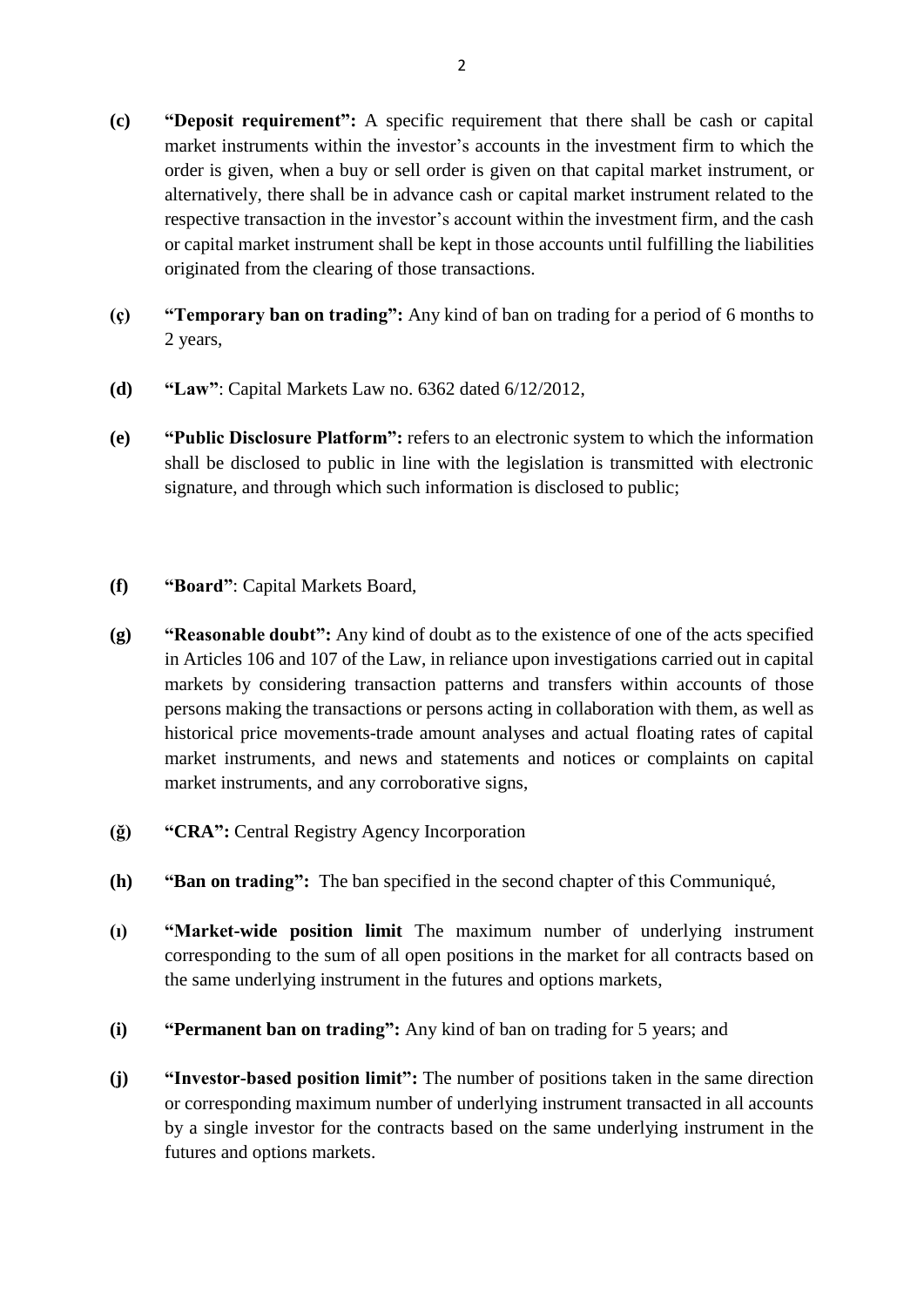**(c)** **"Deposit requirement":** A specific requirement that there shall be cash or capital market instruments within the investor's accounts in the investment firm to which the order is given, when a buy or sell order is given on that capital market instrument, or alternatively, there shall be in advance cash or capital market instrument related to the respective transaction in the investor's account within the investment firm, and the cash or capital market instrument shall be kept in those accounts until fulfilling the liabilities originated from the clearing of those transactions.

**(ç)** **"Temporary ban on trading":** Any kind of ban on trading for a period of 6 months to 2 years,

**(d)** **"Law"**: Capital Markets Law no. 6362 dated 6/12/2012,

**(e)** **"Public Disclosure Platform":** refers to an electronic system to which the information shall be disclosed to public in line with the legislation is transmitted with electronic signature, and through which such information is disclosed to public;

**(f)** **"Board"**: Capital Markets Board,

**(g)** **"Reasonable doubt":** Any kind of doubt as to the existence of one of the acts specified in Articles 106 and 107 of the Law, in reliance upon investigations carried out in capital markets by considering transaction patterns and transfers within accounts of those persons making the transactions or persons acting in collaboration with them, as well as historical price movements-trade amount analyses and actual floating rates of capital market instruments, and news and statements and notices or complaints on capital market instruments, and any corroborative signs,

**(ğ)** **"CRA":** Central Registry Agency Incorporation

**(h)** **"Ban on trading":** The ban specified in the second chapter of this Communiqué,

**(ı)** **"Market-wide position limit** The maximum number of underlying instrument corresponding to the sum of all open positions in the market for all contracts based on the same underlying instrument in the futures and options markets,

**(i)** **"Permanent ban on trading":** Any kind of ban on trading for 5 years; and

**(j)** **"Investor-based position limit":** The number of positions taken in the same direction or corresponding maximum number of underlying instrument transacted in all accounts by a single investor for the contracts based on the same underlying instrument in the futures and options markets.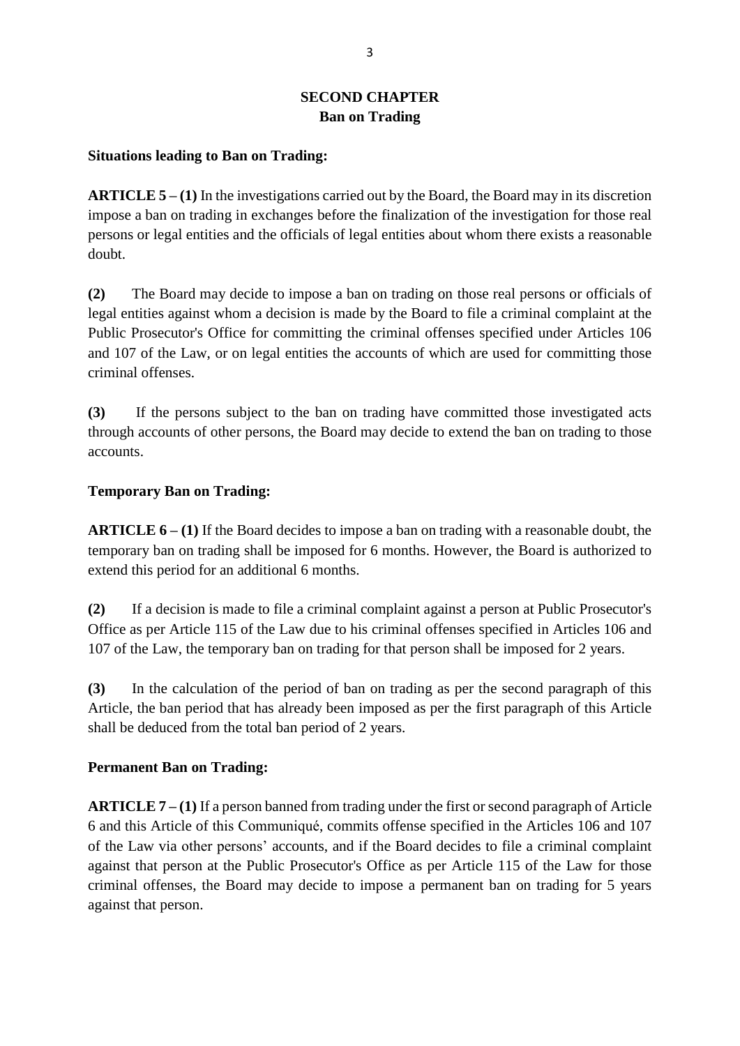## SECOND CHAPTER
## Ban on Trading

**Situations leading to Ban on Trading:**

**ARTICLE 5 – (1)** In the investigations carried out by the Board, the Board may in its discretion impose a ban on trading in exchanges before the finalization of the investigation for those real persons or legal entities and the officials of legal entities about whom there exists a reasonable doubt.

**(2)** The Board may decide to impose a ban on trading on those real persons or officials of legal entities against whom a decision is made by the Board to file a criminal complaint at the Public Prosecutor's Office for committing the criminal offenses specified under Articles 106 and 107 of the Law, or on legal entities the accounts of which are used for committing those criminal offenses.

**(3)** If the persons subject to the ban on trading have committed those investigated acts through accounts of other persons, the Board may decide to extend the ban on trading to those accounts.

**Temporary Ban on Trading:**

**ARTICLE 6 – (1)** If the Board decides to impose a ban on trading with a reasonable doubt, the temporary ban on trading shall be imposed for 6 months. However, the Board is authorized to extend this period for an additional 6 months.

**(2)** If a decision is made to file a criminal complaint against a person at Public Prosecutor's Office as per Article 115 of the Law due to his criminal offenses specified in Articles 106 and 107 of the Law, the temporary ban on trading for that person shall be imposed for 2 years.

**(3)** In the calculation of the period of ban on trading as per the second paragraph of this Article, the ban period that has already been imposed as per the first paragraph of this Article shall be deduced from the total ban period of 2 years.

**Permanent Ban on Trading:**

**ARTICLE 7 – (1)** If a person banned from trading under the first or second paragraph of Article 6 and this Article of this Communiqué, commits offense specified in the Articles 106 and 107 of the Law via other persons' accounts, and if the Board decides to file a criminal complaint against that person at the Public Prosecutor's Office as per Article 115 of the Law for those criminal offenses, the Board may decide to impose a permanent ban on trading for 5 years against that person.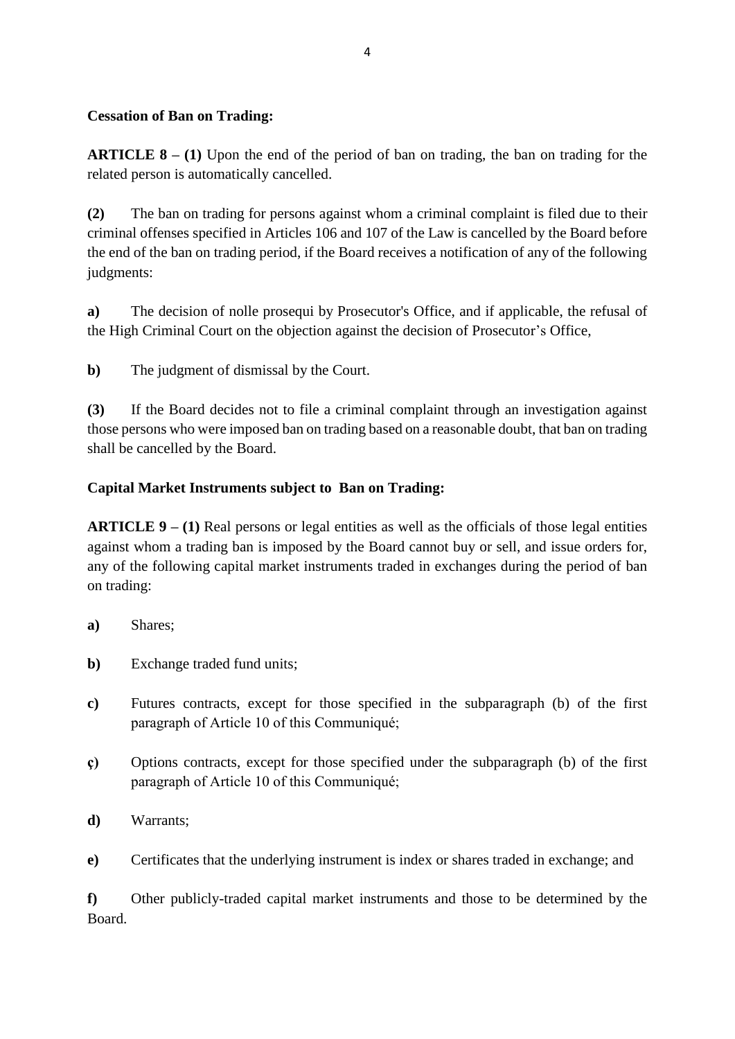**Cessation of Ban on Trading:**

**ARTICLE 8 – (1)** Upon the end of the period of ban on trading, the ban on trading for the related person is automatically cancelled.

**(2)** The ban on trading for persons against whom a criminal complaint is filed due to their criminal offenses specified in Articles 106 and 107 of the Law is cancelled by the Board before the end of the ban on trading period, if the Board receives a notification of any of the following judgments:

**a)** The decision of nolle prosequi by Prosecutor's Office, and if applicable, the refusal of the High Criminal Court on the objection against the decision of Prosecutor's Office,

**b)** The judgment of dismissal by the Court.

**(3)** If the Board decides not to file a criminal complaint through an investigation against those persons who were imposed ban on trading based on a reasonable doubt, that ban on trading shall be cancelled by the Board.

**Capital Market Instruments subject to Ban on Trading:**

**ARTICLE 9 – (1)** Real persons or legal entities as well as the officials of those legal entities against whom a trading ban is imposed by the Board cannot buy or sell, and issue orders for, any of the following capital market instruments traded in exchanges during the period of ban on trading:

**a)** Shares;

**b)** Exchange traded fund units;

**c)** Futures contracts, except for those specified in the subparagraph (b) of the first paragraph of Article 10 of this Communiqué;

**ç)** Options contracts, except for those specified under the subparagraph (b) of the first paragraph of Article 10 of this Communiqué;

**d)** Warrants;

**e)** Certificates that the underlying instrument is index or shares traded in exchange; and

**f)** Other publicly-traded capital market instruments and those to be determined by the Board.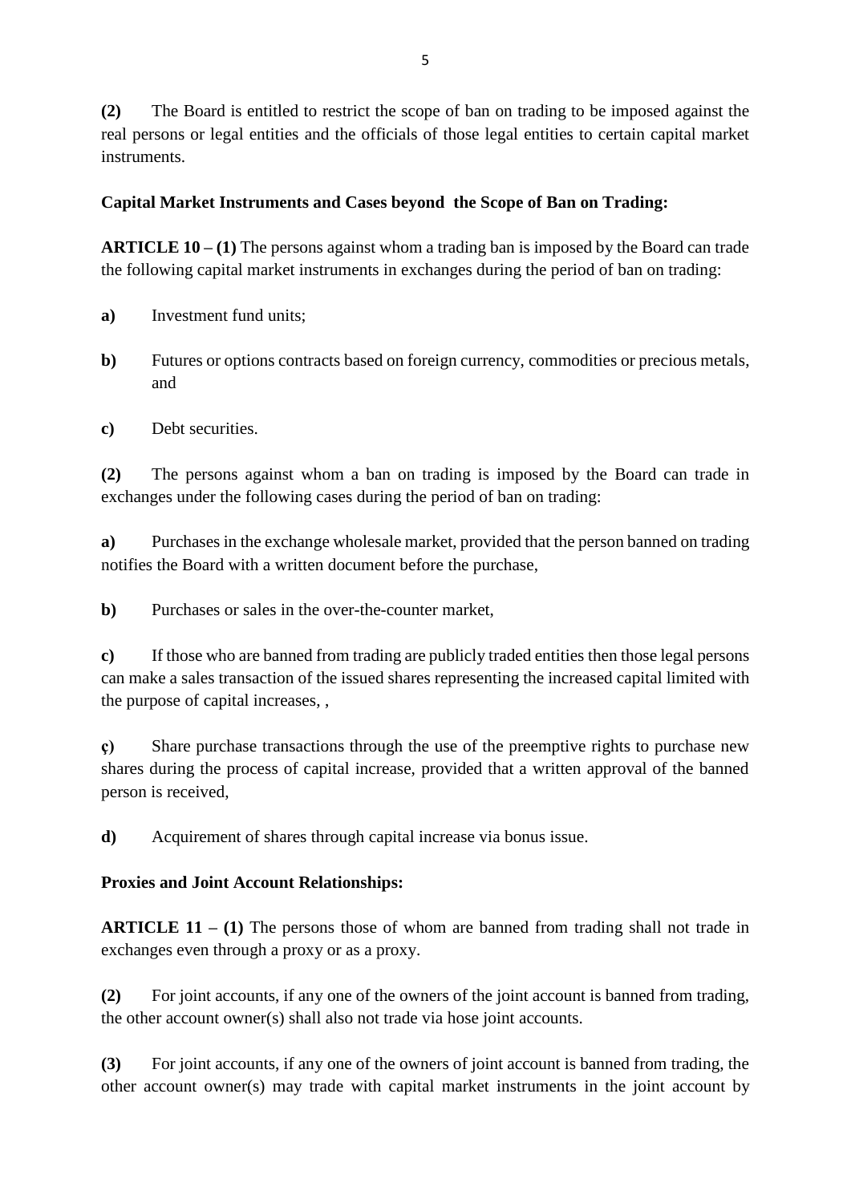**(2)** The Board is entitled to restrict the scope of ban on trading to be imposed against the real persons or legal entities and the officials of those legal entities to certain capital market instruments.

**Capital Market Instruments and Cases beyond the Scope of Ban on Trading:**

**ARTICLE 10 – (1)** The persons against whom a trading ban is imposed by the Board can trade the following capital market instruments in exchanges during the period of ban on trading:

**a)** Investment fund units;

**b)** Futures or options contracts based on foreign currency, commodities or precious metals, and

**c)** Debt securities.

**(2)** The persons against whom a ban on trading is imposed by the Board can trade in exchanges under the following cases during the period of ban on trading:

**a)** Purchases in the exchange wholesale market, provided that the person banned on trading notifies the Board with a written document before the purchase,

**b)** Purchases or sales in the over-the-counter market,

**c)** If those who are banned from trading are publicly traded entities then those legal persons can make a sales transaction of the issued shares representing the increased capital limited with the purpose of capital increases, ,

**ç)** Share purchase transactions through the use of the preemptive rights to purchase new shares during the process of capital increase, provided that a written approval of the banned person is received,

**d)** Acquirement of shares through capital increase via bonus issue.

**Proxies and Joint Account Relationships:**

**ARTICLE 11 – (1)** The persons those of whom are banned from trading shall not trade in exchanges even through a proxy or as a proxy.

**(2)** For joint accounts, if any one of the owners of the joint account is banned from trading, the other account owner(s) shall also not trade via hose joint accounts.

**(3)** For joint accounts, if any one of the owners of joint account is banned from trading, the other account owner(s) may trade with capital market instruments in the joint account by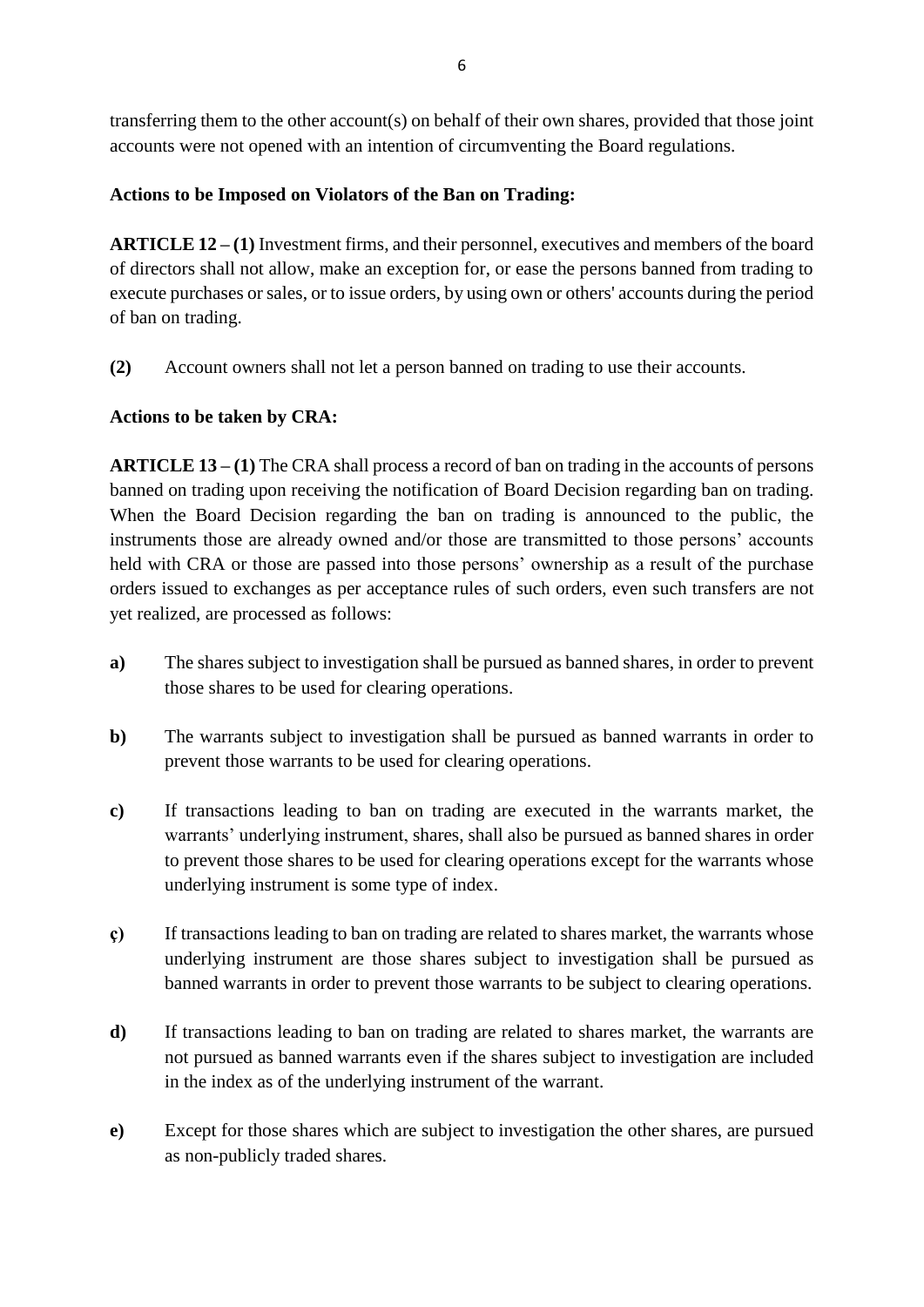transferring them to the other account(s) on behalf of their own shares, provided that those joint accounts were not opened with an intention of circumventing the Board regulations.

**Actions to be Imposed on Violators of the Ban on Trading:**

**ARTICLE 12 – (1)** Investment firms, and their personnel, executives and members of the board of directors shall not allow, make an exception for, or ease the persons banned from trading to execute purchases or sales, or to issue orders, by using own or others' accounts during the period of ban on trading.

**(2)** Account owners shall not let a person banned on trading to use their accounts.

**Actions to be taken by CRA:**

**ARTICLE 13 – (1)** The CRA shall process a record of ban on trading in the accounts of persons banned on trading upon receiving the notification of Board Decision regarding ban on trading. When the Board Decision regarding the ban on trading is announced to the public, the instruments those are already owned and/or those are transmitted to those persons' accounts held with CRA or those are passed into those persons' ownership as a result of the purchase orders issued to exchanges as per acceptance rules of such orders, even such transfers are not yet realized, are processed as follows:

**a)** The shares subject to investigation shall be pursued as banned shares, in order to prevent those shares to be used for clearing operations.

**b)** The warrants subject to investigation shall be pursued as banned warrants in order to prevent those warrants to be used for clearing operations.

**c)** If transactions leading to ban on trading are executed in the warrants market, the warrants' underlying instrument, shares, shall also be pursued as banned shares in order to prevent those shares to be used for clearing operations except for the warrants whose underlying instrument is some type of index.

**ç)** If transactions leading to ban on trading are related to shares market, the warrants whose underlying instrument are those shares subject to investigation shall be pursued as banned warrants in order to prevent those warrants to be subject to clearing operations.

**d)** If transactions leading to ban on trading are related to shares market, the warrants are not pursued as banned warrants even if the shares subject to investigation are included in the index as of the underlying instrument of the warrant.

**e)** Except for those shares which are subject to investigation the other shares, are pursued as non-publicly traded shares.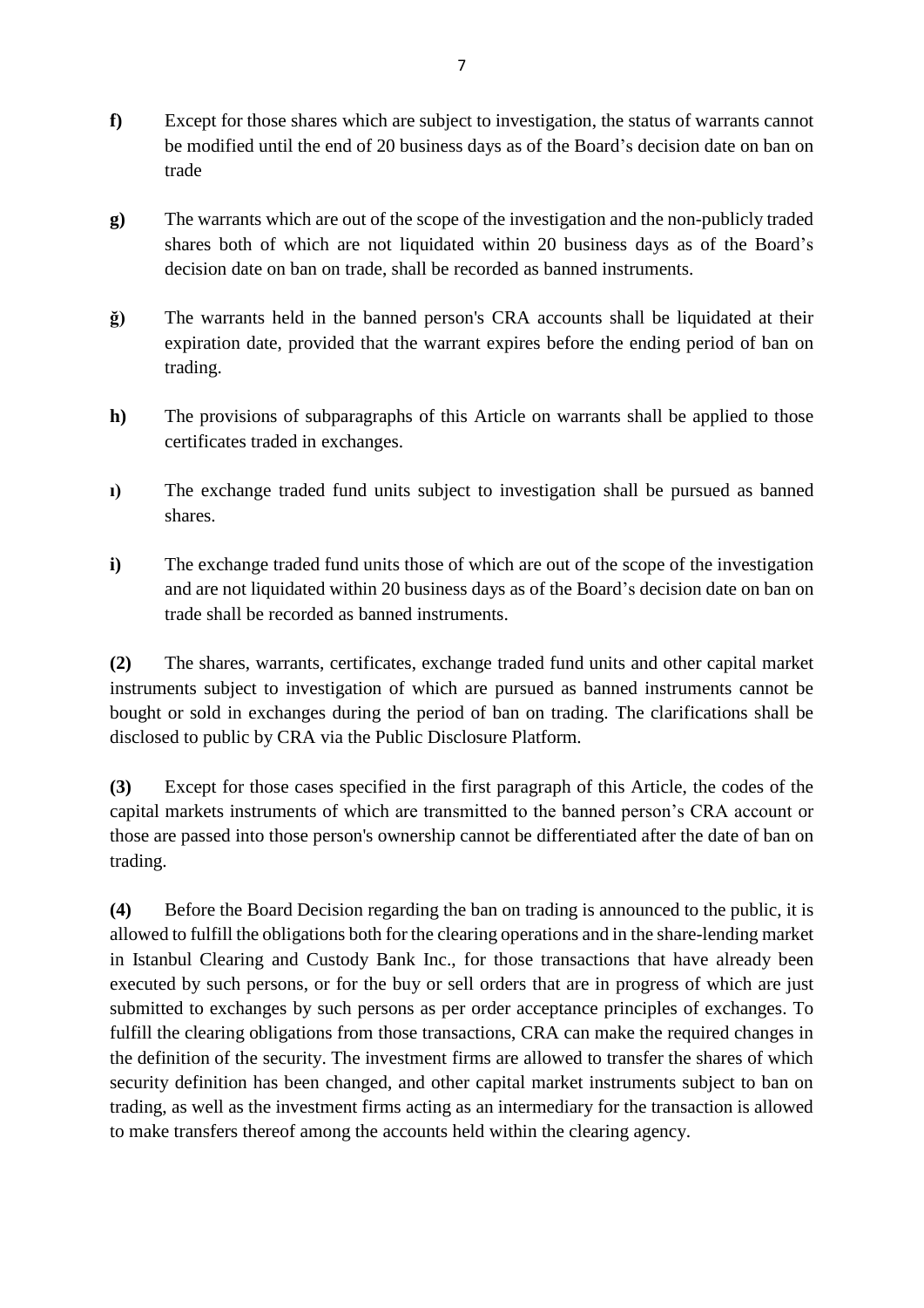**f)** Except for those shares which are subject to investigation, the status of warrants cannot be modified until the end of 20 business days as of the Board's decision date on ban on trade

**g)** The warrants which are out of the scope of the investigation and the non-publicly traded shares both of which are not liquidated within 20 business days as of the Board's decision date on ban on trade, shall be recorded as banned instruments.

**ğ)** The warrants held in the banned person's CRA accounts shall be liquidated at their expiration date, provided that the warrant expires before the ending period of ban on trading.

**h)** The provisions of subparagraphs of this Article on warrants shall be applied to those certificates traded in exchanges.

**ı)** The exchange traded fund units subject to investigation shall be pursued as banned shares.

**i)** The exchange traded fund units those of which are out of the scope of the investigation and are not liquidated within 20 business days as of the Board's decision date on ban on trade shall be recorded as banned instruments.

**(2)** The shares, warrants, certificates, exchange traded fund units and other capital market instruments subject to investigation of which are pursued as banned instruments cannot be bought or sold in exchanges during the period of ban on trading. The clarifications shall be disclosed to public by CRA via the Public Disclosure Platform.

**(3)** Except for those cases specified in the first paragraph of this Article, the codes of the capital markets instruments of which are transmitted to the banned person's CRA account or those are passed into those person's ownership cannot be differentiated after the date of ban on trading.

**(4)** Before the Board Decision regarding the ban on trading is announced to the public, it is allowed to fulfill the obligations both for the clearing operations and in the share-lending market in Istanbul Clearing and Custody Bank Inc., for those transactions that have already been executed by such persons, or for the buy or sell orders that are in progress of which are just submitted to exchanges by such persons as per order acceptance principles of exchanges. To fulfill the clearing obligations from those transactions, CRA can make the required changes in the definition of the security. The investment firms are allowed to transfer the shares of which security definition has been changed, and other capital market instruments subject to ban on trading, as well as the investment firms acting as an intermediary for the transaction is allowed to make transfers thereof among the accounts held within the clearing agency.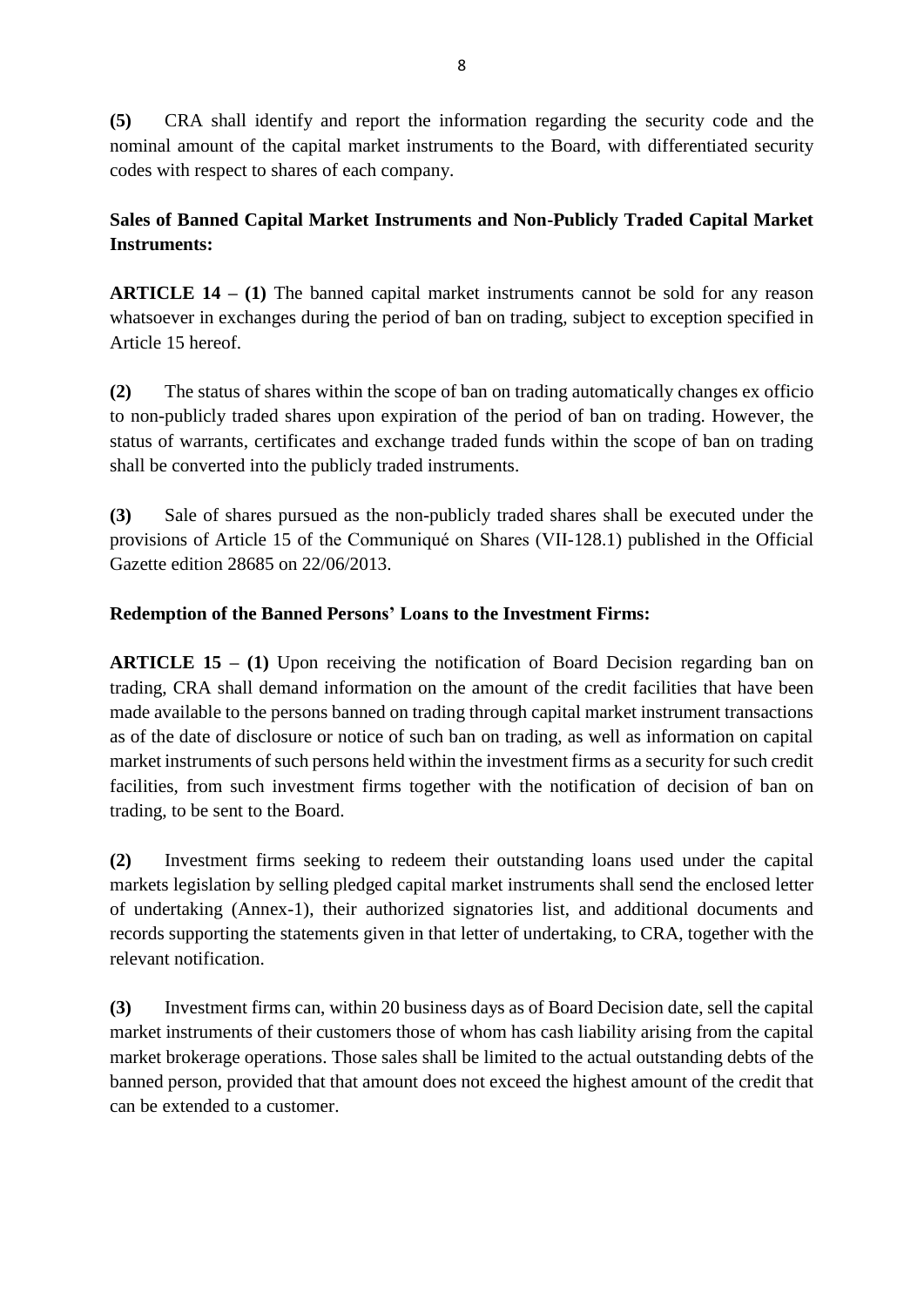**(5)** CRA shall identify and report the information regarding the security code and the nominal amount of the capital market instruments to the Board, with differentiated security codes with respect to shares of each company.

**Sales of Banned Capital Market Instruments and Non-Publicly Traded Capital Market Instruments:**

**ARTICLE 14 – (1)** The banned capital market instruments cannot be sold for any reason whatsoever in exchanges during the period of ban on trading, subject to exception specified in Article 15 hereof.

**(2)** The status of shares within the scope of ban on trading automatically changes ex officio to non-publicly traded shares upon expiration of the period of ban on trading. However, the status of warrants, certificates and exchange traded funds within the scope of ban on trading shall be converted into the publicly traded instruments.

**(3)** Sale of shares pursued as the non-publicly traded shares shall be executed under the provisions of Article 15 of the Communiqué on Shares (VII-128.1) published in the Official Gazette edition 28685 on 22/06/2013.

**Redemption of the Banned Persons' Loans to the Investment Firms:**

**ARTICLE 15 – (1)** Upon receiving the notification of Board Decision regarding ban on trading, CRA shall demand information on the amount of the credit facilities that have been made available to the persons banned on trading through capital market instrument transactions as of the date of disclosure or notice of such ban on trading, as well as information on capital market instruments of such persons held within the investment firms as a security for such credit facilities, from such investment firms together with the notification of decision of ban on trading, to be sent to the Board.

**(2)** Investment firms seeking to redeem their outstanding loans used under the capital markets legislation by selling pledged capital market instruments shall send the enclosed letter of undertaking (Annex-1), their authorized signatories list, and additional documents and records supporting the statements given in that letter of undertaking, to CRA, together with the relevant notification.

**(3)** Investment firms can, within 20 business days as of Board Decision date, sell the capital market instruments of their customers those of whom has cash liability arising from the capital market brokerage operations. Those sales shall be limited to the actual outstanding debts of the banned person, provided that that amount does not exceed the highest amount of the credit that can be extended to a customer.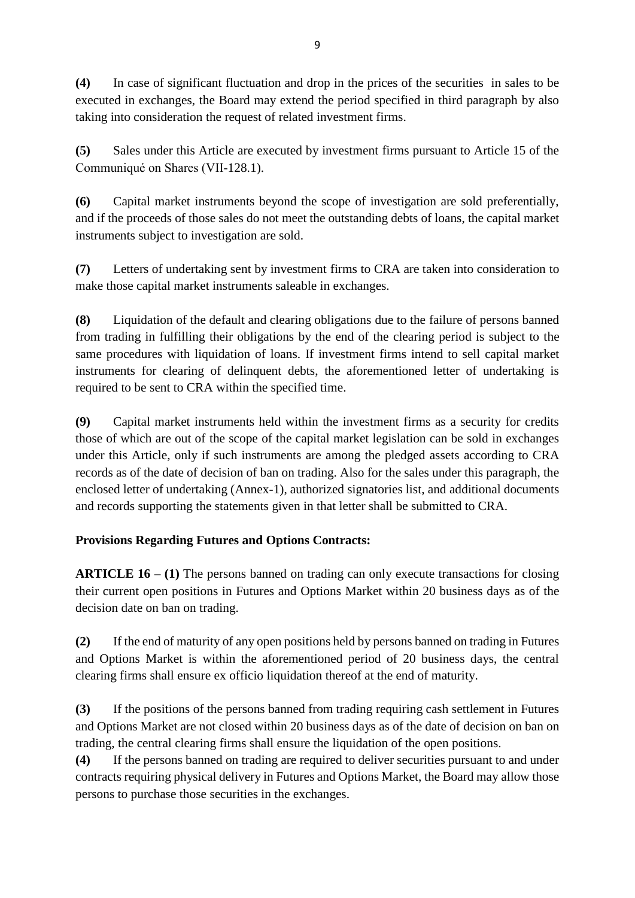**(4)** In case of significant fluctuation and drop in the prices of the securities in sales to be executed in exchanges, the Board may extend the period specified in third paragraph by also taking into consideration the request of related investment firms.

**(5)** Sales under this Article are executed by investment firms pursuant to Article 15 of the Communiqué on Shares (VII-128.1).

**(6)** Capital market instruments beyond the scope of investigation are sold preferentially, and if the proceeds of those sales do not meet the outstanding debts of loans, the capital market instruments subject to investigation are sold.

**(7)** Letters of undertaking sent by investment firms to CRA are taken into consideration to make those capital market instruments saleable in exchanges.

**(8)** Liquidation of the default and clearing obligations due to the failure of persons banned from trading in fulfilling their obligations by the end of the clearing period is subject to the same procedures with liquidation of loans. If investment firms intend to sell capital market instruments for clearing of delinquent debts, the aforementioned letter of undertaking is required to be sent to CRA within the specified time.

**(9)** Capital market instruments held within the investment firms as a security for credits those of which are out of the scope of the capital market legislation can be sold in exchanges under this Article, only if such instruments are among the pledged assets according to CRA records as of the date of decision of ban on trading. Also for the sales under this paragraph, the enclosed letter of undertaking (Annex-1), authorized signatories list, and additional documents and records supporting the statements given in that letter shall be submitted to CRA.

**Provisions Regarding Futures and Options Contracts:**

**ARTICLE 16 – (1)** The persons banned on trading can only execute transactions for closing their current open positions in Futures and Options Market within 20 business days as of the decision date on ban on trading.

**(2)** If the end of maturity of any open positions held by persons banned on trading in Futures and Options Market is within the aforementioned period of 20 business days, the central clearing firms shall ensure ex officio liquidation thereof at the end of maturity.

**(3)** If the positions of the persons banned from trading requiring cash settlement in Futures and Options Market are not closed within 20 business days as of the date of decision on ban on trading, the central clearing firms shall ensure the liquidation of the open positions.

**(4)** If the persons banned on trading are required to deliver securities pursuant to and under contracts requiring physical delivery in Futures and Options Market, the Board may allow those persons to purchase those securities in the exchanges.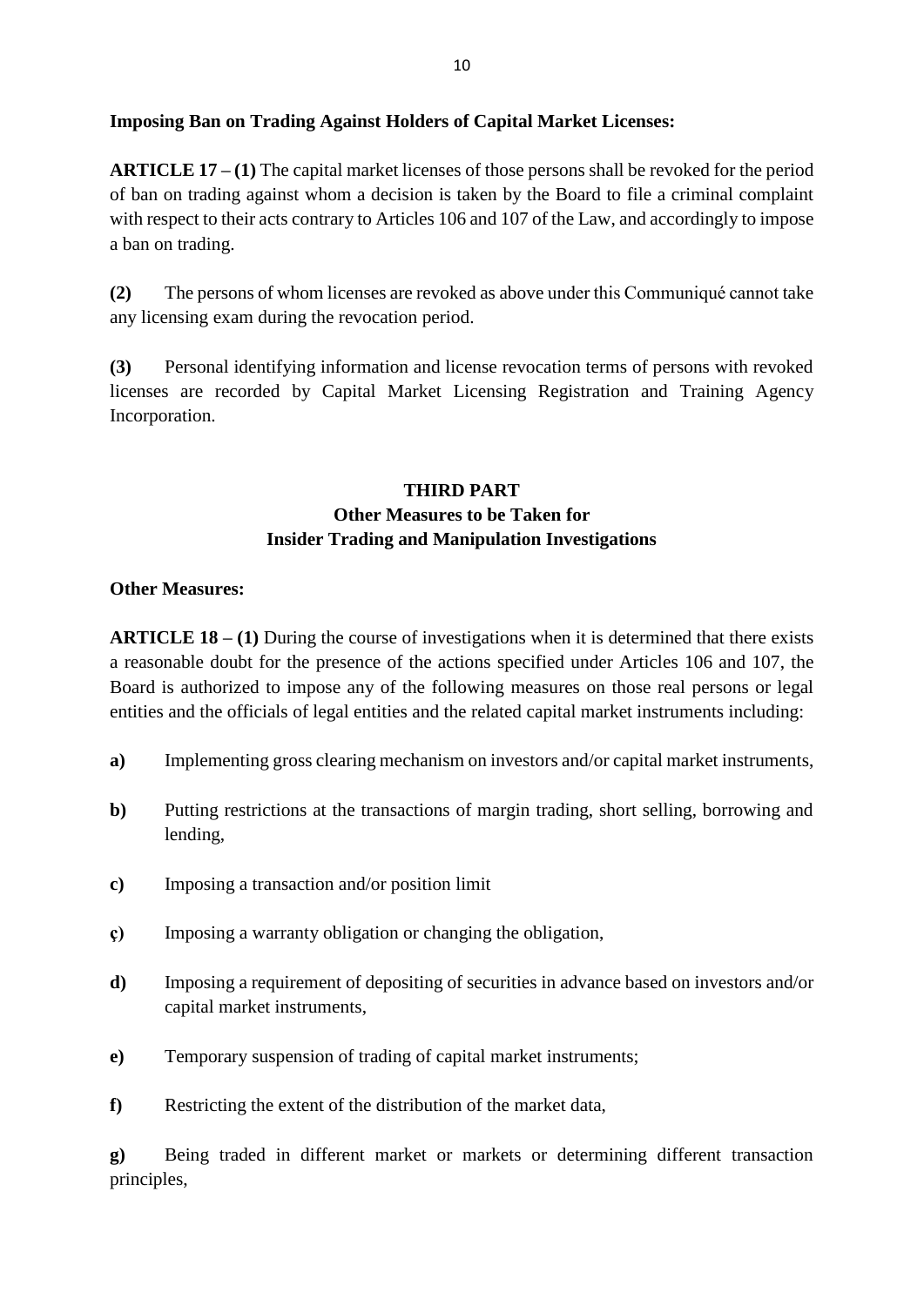**Imposing Ban on Trading Against Holders of Capital Market Licenses:**

**ARTICLE 17 – (1)** The capital market licenses of those persons shall be revoked for the period of ban on trading against whom a decision is taken by the Board to file a criminal complaint with respect to their acts contrary to Articles 106 and 107 of the Law, and accordingly to impose a ban on trading.

**(2)** The persons of whom licenses are revoked as above under this Communiqué cannot take any licensing exam during the revocation period.

**(3)** Personal identifying information and license revocation terms of persons with revoked licenses are recorded by Capital Market Licensing Registration and Training Agency Incorporation.

## THIRD PART
## Other Measures to be Taken for Insider Trading and Manipulation Investigations

**Other Measures:**

**ARTICLE 18 – (1)** During the course of investigations when it is determined that there exists a reasonable doubt for the presence of the actions specified under Articles 106 and 107, the Board is authorized to impose any of the following measures on those real persons or legal entities and the officials of legal entities and the related capital market instruments including:

**a)** Implementing gross clearing mechanism on investors and/or capital market instruments,

**b)** Putting restrictions at the transactions of margin trading, short selling, borrowing and lending,

**c)** Imposing a transaction and/or position limit

**ç)** Imposing a warranty obligation or changing the obligation,

**d)** Imposing a requirement of depositing of securities in advance based on investors and/or capital market instruments,

**e)** Temporary suspension of trading of capital market instruments;

**f)** Restricting the extent of the distribution of the market data,

**g)** Being traded in different market or markets or determining different transaction principles,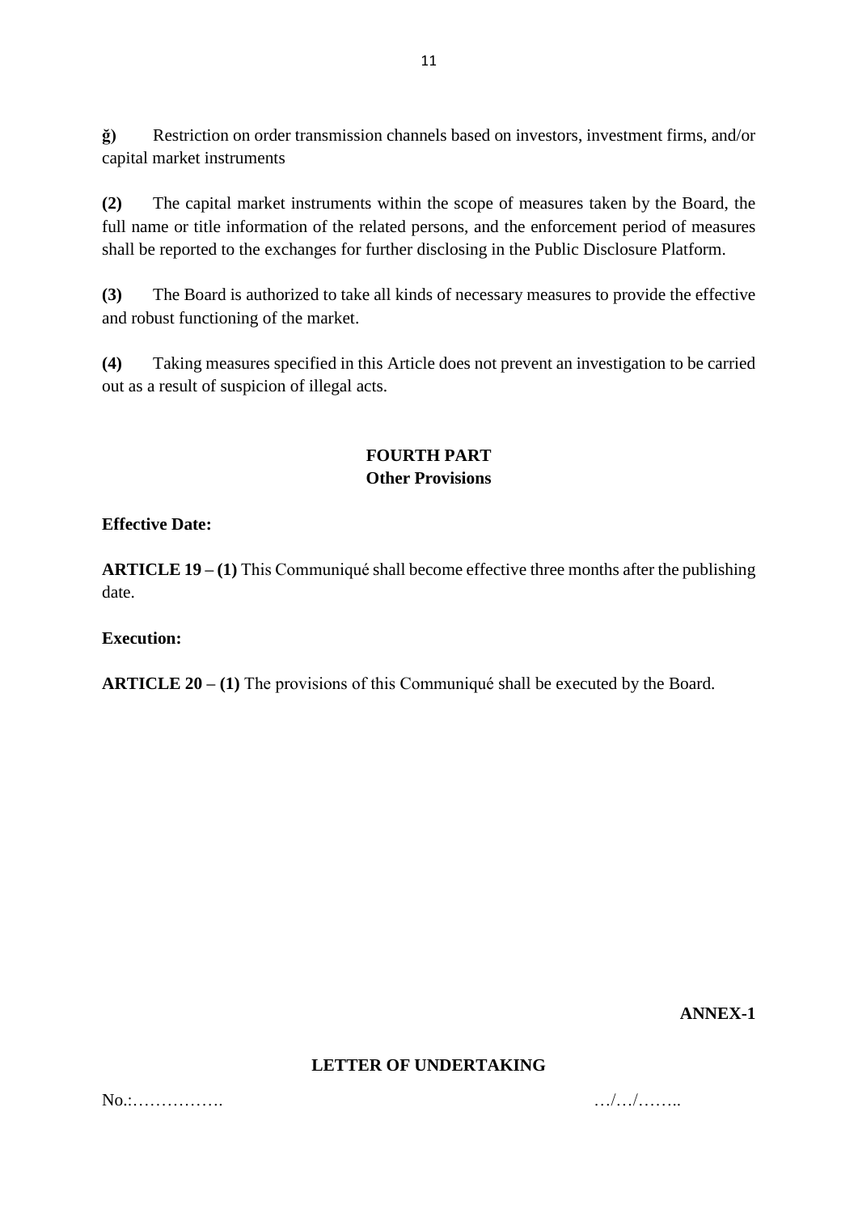**ğ)** Restriction on order transmission channels based on investors, investment firms, and/or capital market instruments

**(2)** The capital market instruments within the scope of measures taken by the Board, the full name or title information of the related persons, and the enforcement period of measures shall be reported to the exchanges for further disclosing in the Public Disclosure Platform.

**(3)** The Board is authorized to take all kinds of necessary measures to provide the effective and robust functioning of the market.

**(4)** Taking measures specified in this Article does not prevent an investigation to be carried out as a result of suspicion of illegal acts.

## FOURTH PART
## Other Provisions

**Effective Date:**

**ARTICLE 19 – (1)** This Communiqué shall become effective three months after the publishing date.

**Execution:**

**ARTICLE 20 – (1)** The provisions of this Communiqué shall be executed by the Board.

**ANNEX-1**

### LETTER OF UNDERTAKING

No.:……………. …/…/……..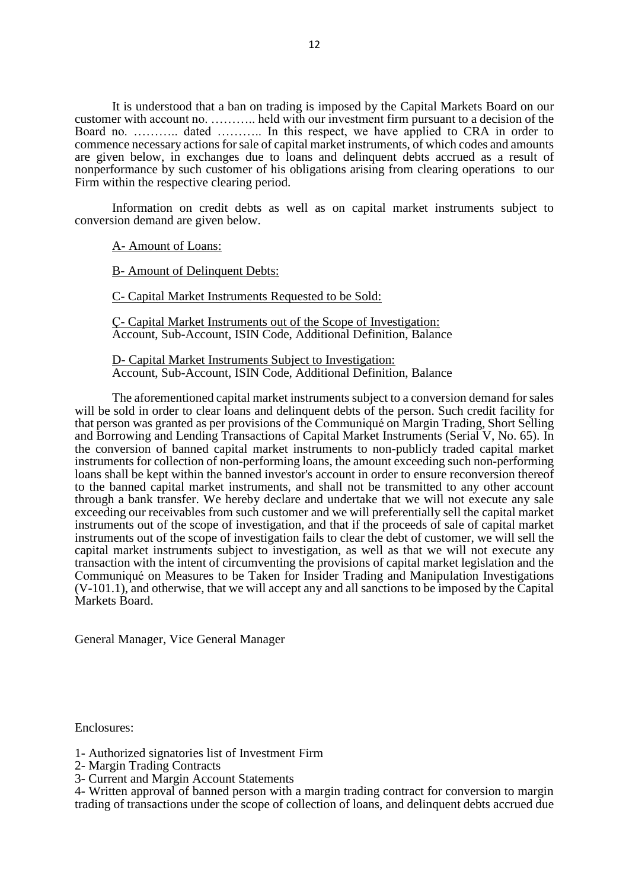It is understood that a ban on trading is imposed by the Capital Markets Board on our customer with account no. ……….. held with our investment firm pursuant to a decision of the Board no. ……….. dated ……….. In this respect, we have applied to CRA in order to commence necessary actions for sale of capital market instruments, of which codes and amounts are given below, in exchanges due to loans and delinquent debts accrued as a result of nonperformance by such customer of his obligations arising from clearing operations to our Firm within the respective clearing period.

Information on credit debts as well as on capital market instruments subject to conversion demand are given below.

<u>A- Amount of Loans:</u>

<u>B- Amount of Delinquent Debts:</u>

<u>C- Capital Market Instruments Requested to be Sold:</u>

<u>Ç- Capital Market Instruments out of the Scope of Investigation:</u>
Account, Sub-Account, ISIN Code, Additional Definition, Balance

<u>D- Capital Market Instruments Subject to Investigation:</u>
Account, Sub-Account, ISIN Code, Additional Definition, Balance

The aforementioned capital market instruments subject to a conversion demand for sales will be sold in order to clear loans and delinquent debts of the person. Such credit facility for that person was granted as per provisions of the Communiqué on Margin Trading, Short Selling and Borrowing and Lending Transactions of Capital Market Instruments (Serial V, No. 65). In the conversion of banned capital market instruments to non-publicly traded capital market instruments for collection of non-performing loans, the amount exceeding such non-performing loans shall be kept within the banned investor's account in order to ensure reconversion thereof to the banned capital market instruments, and shall not be transmitted to any other account through a bank transfer. We hereby declare and undertake that we will not execute any sale exceeding our receivables from such customer and we will preferentially sell the capital market instruments out of the scope of investigation, and that if the proceeds of sale of capital market instruments out of the scope of investigation fails to clear the debt of customer, we will sell the capital market instruments subject to investigation, as well as that we will not execute any transaction with the intent of circumventing the provisions of capital market legislation and the Communiqué on Measures to be Taken for Insider Trading and Manipulation Investigations (V-101.1), and otherwise, that we will accept any and all sanctions to be imposed by the Capital Markets Board.

General Manager, Vice General Manager

Enclosures:

1- Authorized signatories list of Investment Firm
2- Margin Trading Contracts
3- Current and Margin Account Statements
4- Written approval of banned person with a margin trading contract for conversion to margin trading of transactions under the scope of collection of loans, and delinquent debts accrued due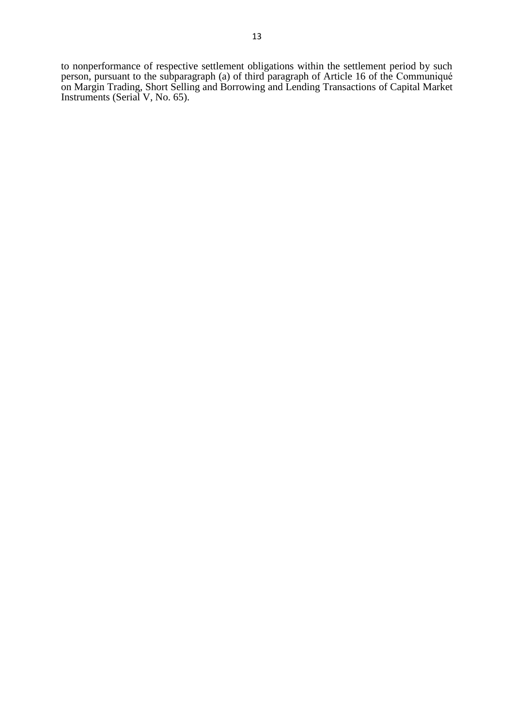to nonperformance of respective settlement obligations within the settlement period by such person, pursuant to the subparagraph (a) of third paragraph of Article 16 of the Communiqué on Margin Trading, Short Selling and Borrowing and Lending Transactions of Capital Market Instruments (Serial V, No. 65).